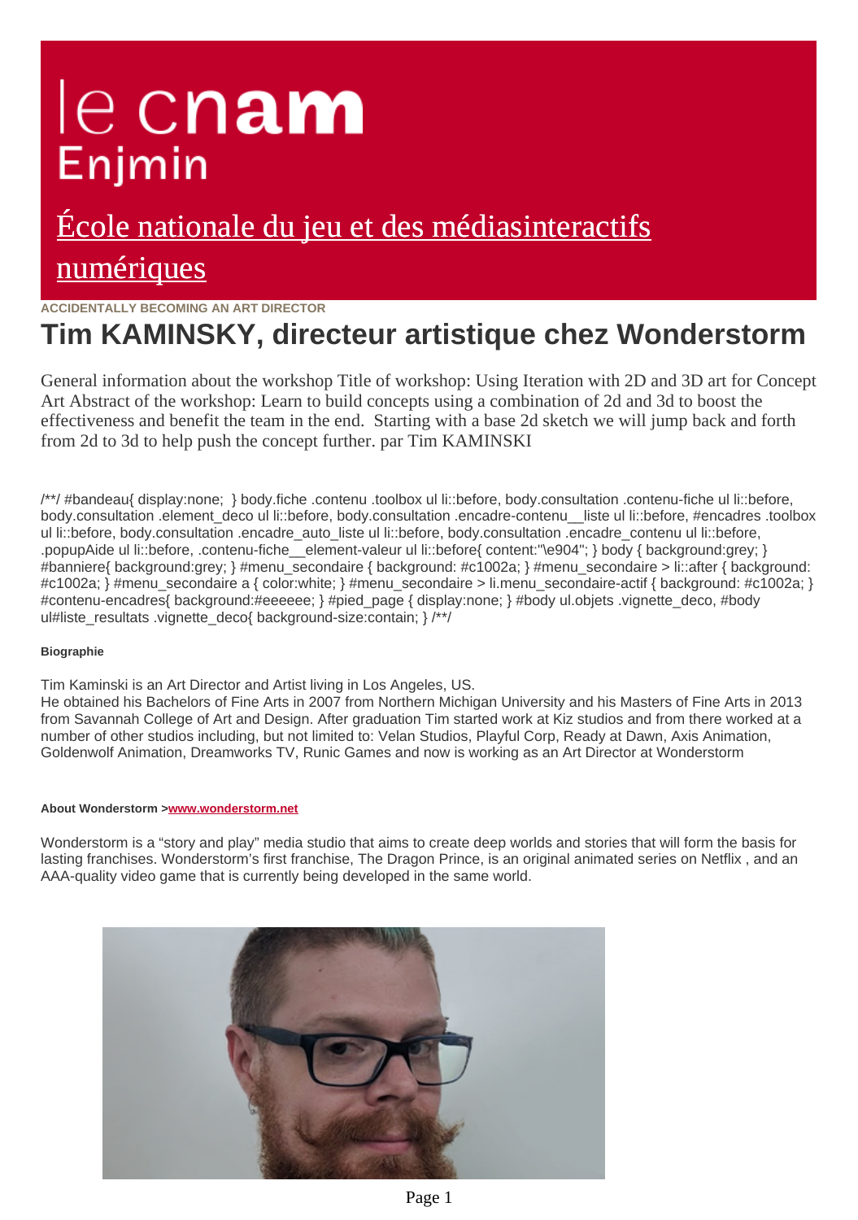# le cnam Enjmin

[École nationale du jeu et des médiasinteractifs numériques]

ACCIDENTALLY BECOMING AN ART DIRECTOR

# Tim KAMINSKY, directeur artistique chez Wonderstorm

General information about the workshop Title of workshop: Using Iteration with 2D and 3D art for Concept Art Abstract of the workshop: Learn to build concepts using a combination of 2d and 3d to boost the effectiveness and benefit the team in the end.  Starting with a base 2d sketch we will jump back and forth from 2d to 3d to help push the concept further. par Tim KAMINSKI

/**/ #bandeau{ display:none;  } body.fiche .contenu .toolbox ul li::before, body.consultation .contenu-fiche ul li::before, body.consultation .element_deco ul li::before, body.consultation .encadre-contenu__liste ul li::before, #encadres .toolbox ul li::before, body.consultation .encadre_auto_liste ul li::before, body.consultation .encadre_contenu ul li::before, .popupAide ul li::before, .contenu-fiche__element-valeur ul li::before{ content:"\e904"; } body { background:grey; } #banniere{ background:grey; } #menu_secondaire { background: #c1002a; } #menu_secondaire > li::after { background: #c1002a; } #menu_secondaire a { color:white; } #menu_secondaire > li.menu_secondaire-actif { background: #c1002a; } #contenu-encadres{ background:#eeeeee; } #pied_page { display:none; } #body ul.objets .vignette_deco, #body ul#liste_resultats .vignette_deco{ background-size:contain; } /**/

**Biographie**

Tim Kaminski is an Art Director and Artist living in Los Angeles, US.
He obtained his Bachelors of Fine Arts in 2007 from Northern Michigan University and his Masters of Fine Arts in 2013 from Savannah College of Art and Design. After graduation Tim started work at Kiz studios and from there worked at a number of other studios including, but not limited to: Velan Studios, Playful Corp, Ready at Dawn, Axis Animation, Goldenwolf Animation, Dreamworks TV, Runic Games and now is working as an Art Director at Wonderstorm

**About Wonderstorm >[www.wonderstorm.net]**

Wonderstorm is a “story and play” media studio that aims to create deep worlds and stories that will form the basis for lasting franchises. Wonderstorm’s first franchise, The Dragon Prince, is an original animated series on Netflix , and an AAA-quality video game that is currently being developed in the same world.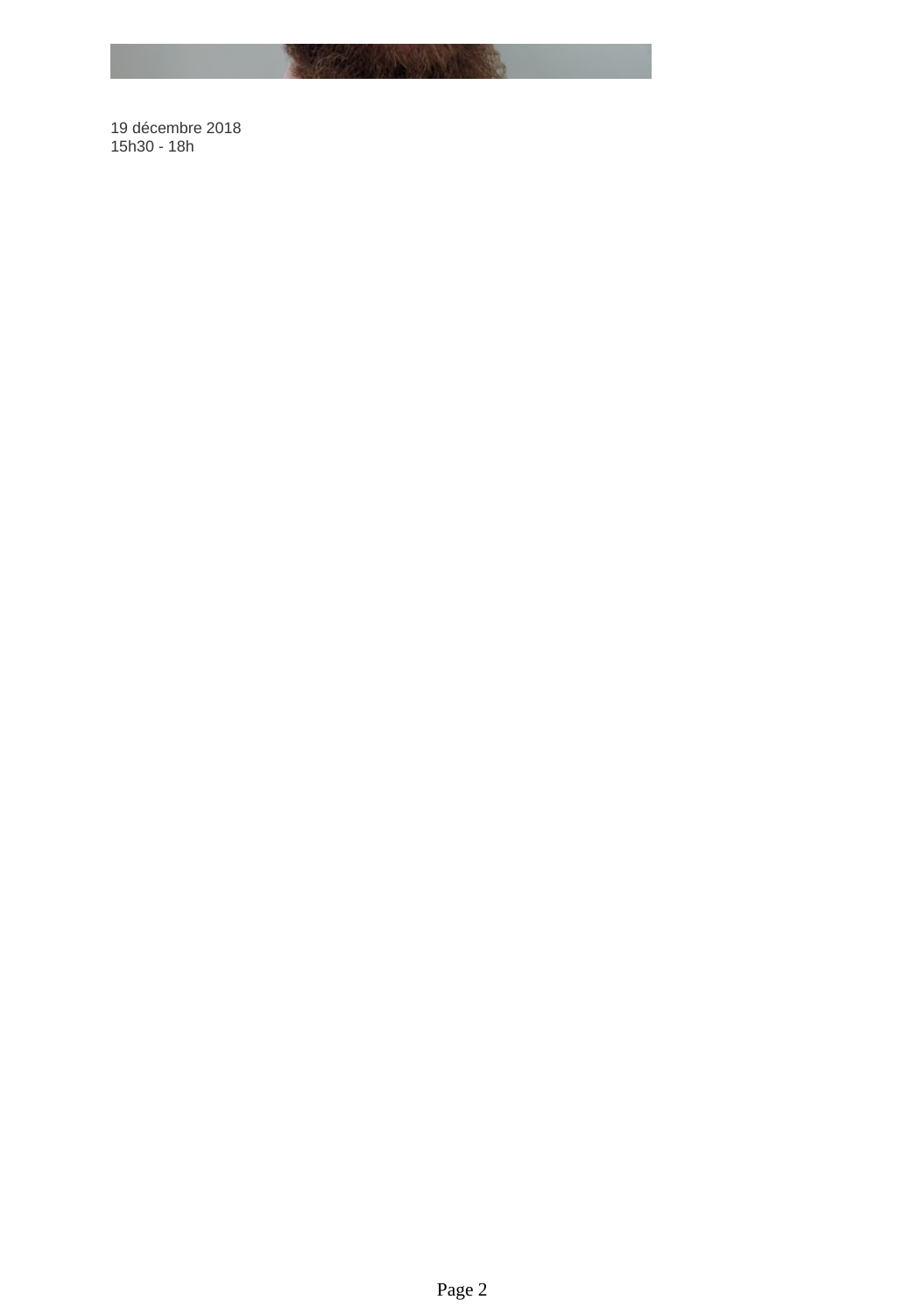19 décembre 2018
15h30 - 18h